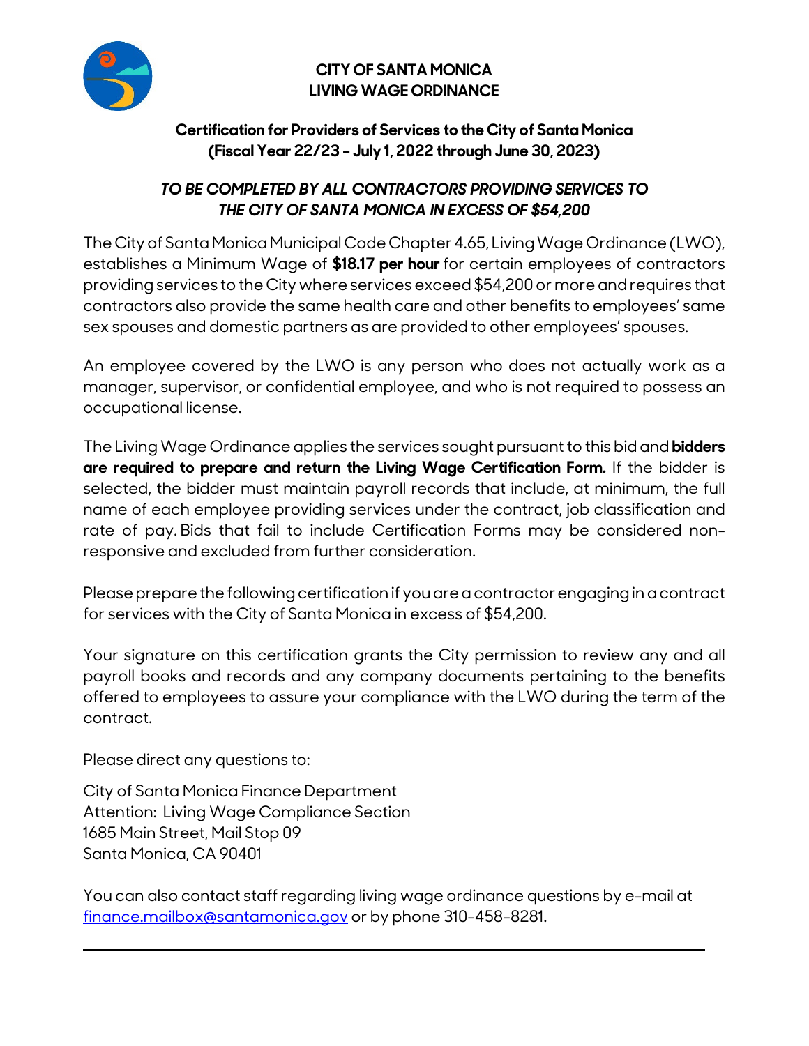# CITY OF SANTA MONICA
# LIVING WAGE ORDINANCE

## Certification for Providers of Services to the City of Santa Monica (Fiscal Year 22/23 - July 1, 2022 through June 30, 2023)

### *TO BE COMPLETED BY ALL CONTRACTORS PROVIDING SERVICES TO THE CITY OF SANTA MONICA IN EXCESS OF $54,200*

The City of Santa Monica Municipal Code Chapter 4.65, Living Wage Ordinance (LWO), establishes a Minimum Wage of **$18.17 per hour** for certain employees of contractors providing services to the City where services exceed $54,200 or more and requires that contractors also provide the same health care and other benefits to employees' same sex spouses and domestic partners as are provided to other employees' spouses.

An employee covered by the LWO is any person who does not actually work as a manager, supervisor, or confidential employee, and who is not required to possess an occupational license.

The Living Wage Ordinance applies the services sought pursuant to this bid and **bidders are required to prepare and return the Living Wage Certification Form.** If the bidder is selected, the bidder must maintain payroll records that include, at minimum, the full name of each employee providing services under the contract, job classification and rate of pay. Bids that fail to include Certification Forms may be considered non-responsive and excluded from further consideration.

Please prepare the following certification if you are a contractor engaging in a contract for services with the City of Santa Monica in excess of $54,200.

Your signature on this certification grants the City permission to review any and all payroll books and records and any company documents pertaining to the benefits offered to employees to assure your compliance with the LWO during the term of the contract.

Please direct any questions to:

City of Santa Monica Finance Department
Attention: Living Wage Compliance Section
1685 Main Street, Mail Stop 09
Santa Monica, CA 90401

You can also contact staff regarding living wage ordinance questions by e-mail at finance.mailbox@santamonica.gov or by phone 310-458-8281.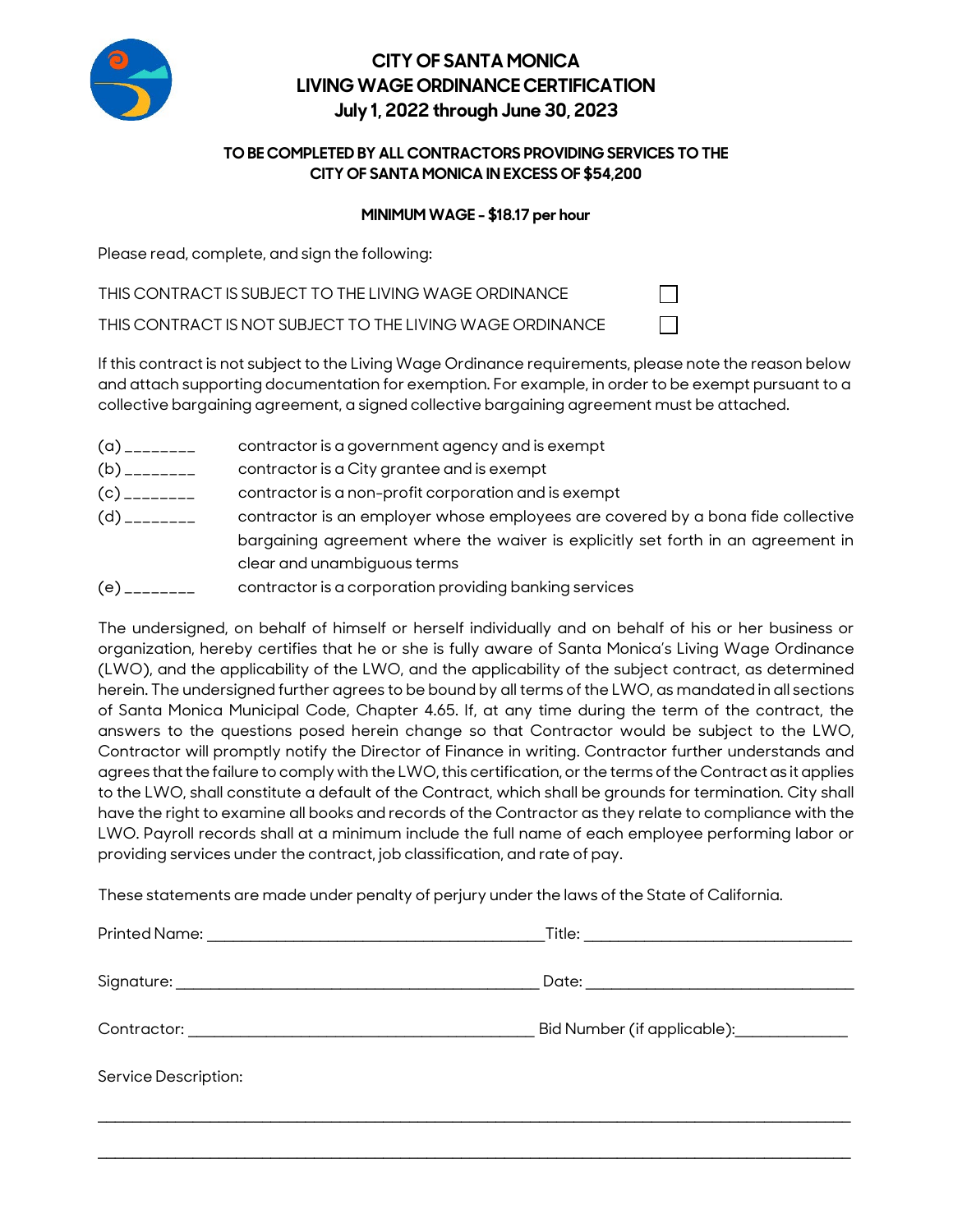# CITY OF SANTA MONICA
# LIVING WAGE ORDINANCE CERTIFICATION
## July 1, 2022 through June 30, 2023

**TO BE COMPLETED BY ALL CONTRACTORS PROVIDING SERVICES TO THE CITY OF SANTA MONICA IN EXCESS OF $54,200**

**MINIMUM WAGE - $18.17 per hour**

Please read, complete, and sign the following:

THIS CONTRACT IS SUBJECT TO THE LIVING WAGE ORDINANCE ☐

THIS CONTRACT IS NOT SUBJECT TO THE LIVING WAGE ORDINANCE ☐

If this contract is not subject to the Living Wage Ordinance requirements, please note the reason below and attach supporting documentation for exemption. For example, in order to be exempt pursuant to a collective bargaining agreement, a signed collective bargaining agreement must be attached.

(a) ________ contractor is a government agency and is exempt

(b) ________ contractor is a City grantee and is exempt

(c) ________ contractor is a non-profit corporation and is exempt

(d) ________ contractor is an employer whose employees are covered by a bona fide collective bargaining agreement where the waiver is explicitly set forth in an agreement in clear and unambiguous terms

(e) ________ contractor is a corporation providing banking services

The undersigned, on behalf of himself or herself individually and on behalf of his or her business or organization, hereby certifies that he or she is fully aware of Santa Monica's Living Wage Ordinance (LWO), and the applicability of the LWO, and the applicability of the subject contract, as determined herein. The undersigned further agrees to be bound by all terms of the LWO, as mandated in all sections of Santa Monica Municipal Code, Chapter 4.65. If, at any time during the term of the contract, the answers to the questions posed herein change so that Contractor would be subject to the LWO, Contractor will promptly notify the Director of Finance in writing. Contractor further understands and agrees that the failure to comply with the LWO, this certification, or the terms of the Contract as it applies to the LWO, shall constitute a default of the Contract, which shall be grounds for termination. City shall have the right to examine all books and records of the Contractor as they relate to compliance with the LWO. Payroll records shall at a minimum include the full name of each employee performing labor or providing services under the contract, job classification, and rate of pay.

These statements are made under penalty of perjury under the laws of the State of California.

Printed Name: ________________________________________ Title: ________________________________

Signature: ____________________________________________ Date: ________________________________

Contractor: __________________________________________ Bid Number (if applicable): _____________

Service Description:

_____________________________________________________________________________________________

_____________________________________________________________________________________________